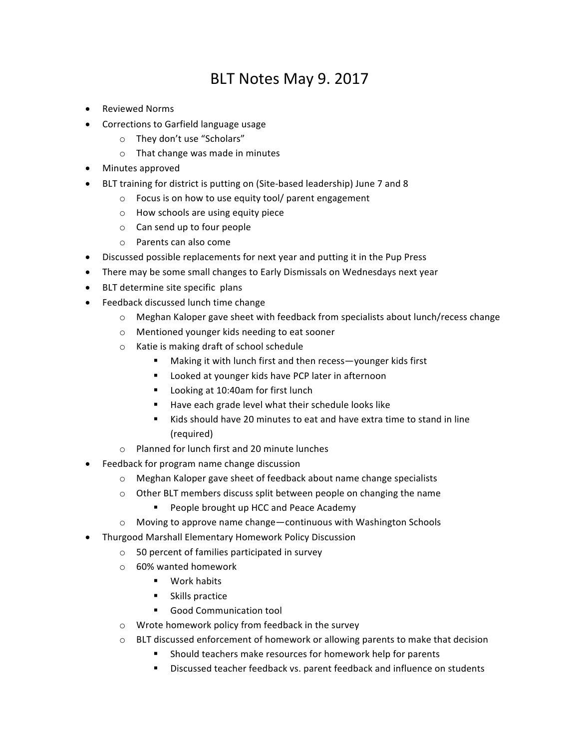# BLT Notes May 9. 2017

- Reviewed Norms
- Corrections to Garfield language usage
  - They don't use "Scholars"
  - That change was made in minutes
- Minutes approved
- BLT training for district is putting on (Site-based leadership) June 7 and 8
  - Focus is on how to use equity tool/ parent engagement
  - How schools are using equity piece
  - Can send up to four people
  - Parents can also come
- Discussed possible replacements for next year and putting it in the Pup Press
- There may be some small changes to Early Dismissals on Wednesdays next year
- BLT determine site specific plans
- Feedback discussed lunch time change
  - Meghan Kaloper gave sheet with feedback from specialists about lunch/recess change
  - Mentioned younger kids needing to eat sooner
  - Katie is making draft of school schedule
    - Making it with lunch first and then recess—younger kids first
    - Looked at younger kids have PCP later in afternoon
    - Looking at 10:40am for first lunch
    - Have each grade level what their schedule looks like
    - Kids should have 20 minutes to eat and have extra time to stand in line (required)
  - Planned for lunch first and 20 minute lunches
- Feedback for program name change discussion
  - Meghan Kaloper gave sheet of feedback about name change specialists
  - Other BLT members discuss split between people on changing the name
    - People brought up HCC and Peace Academy
  - Moving to approve name change—continuous with Washington Schools
- Thurgood Marshall Elementary Homework Policy Discussion
  - 50 percent of families participated in survey
  - 60% wanted homework
    - Work habits
    - Skills practice
    - Good Communication tool
  - Wrote homework policy from feedback in the survey
  - BLT discussed enforcement of homework or allowing parents to make that decision
    - Should teachers make resources for homework help for parents
    - Discussed teacher feedback vs. parent feedback and influence on students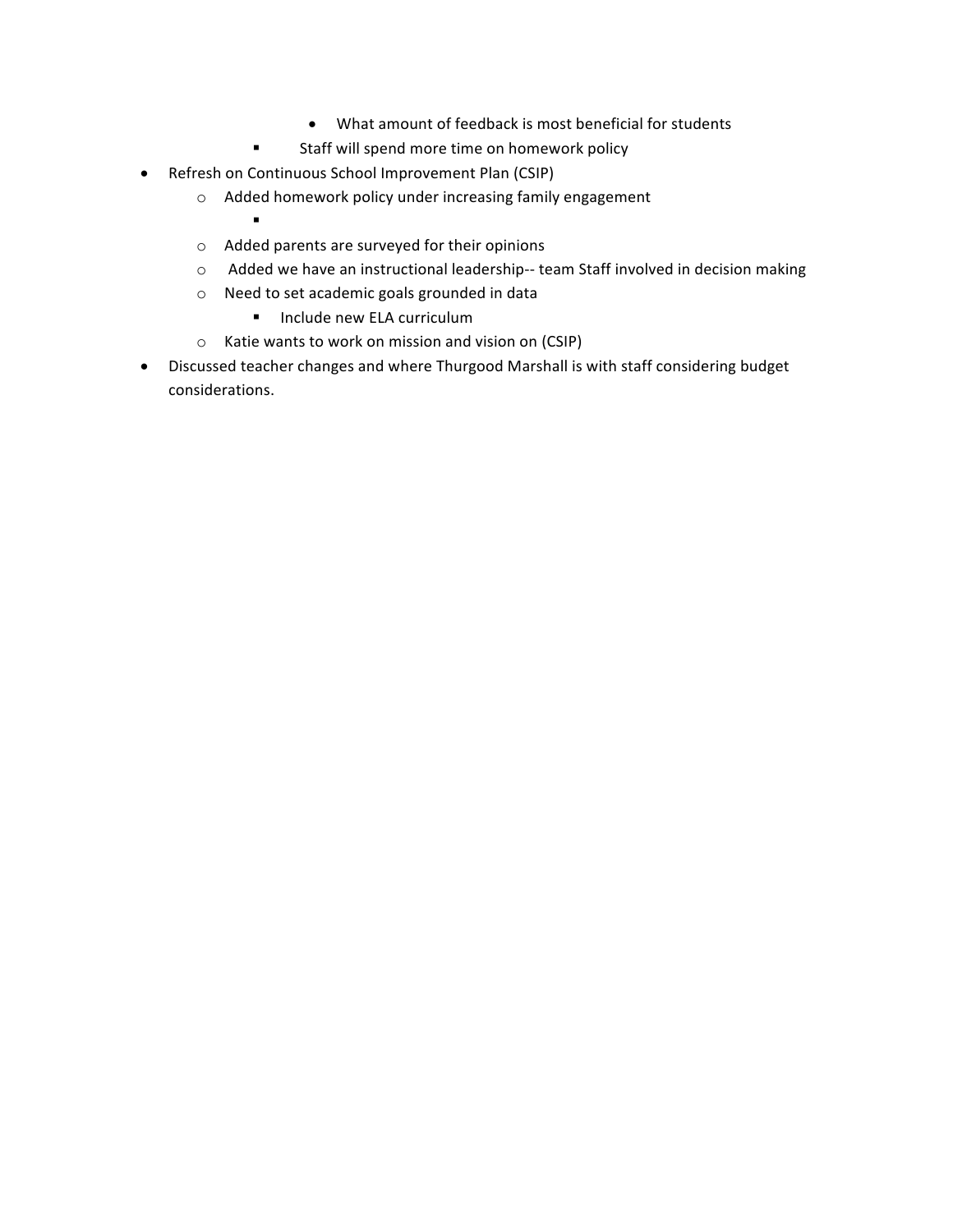- What amount of feedback is most beneficial for students
        - Staff will spend more time on homework policy
- Refresh on Continuous School Improvement Plan (CSIP)
    - Added homework policy under increasing family engagement
        - 
    - Added parents are surveyed for their opinions
    - Added we have an instructional leadership-- team Staff involved in decision making
    - Need to set academic goals grounded in data
        - Include new ELA curriculum
    - Katie wants to work on mission and vision on (CSIP)
- Discussed teacher changes and where Thurgood Marshall is with staff considering budget considerations.